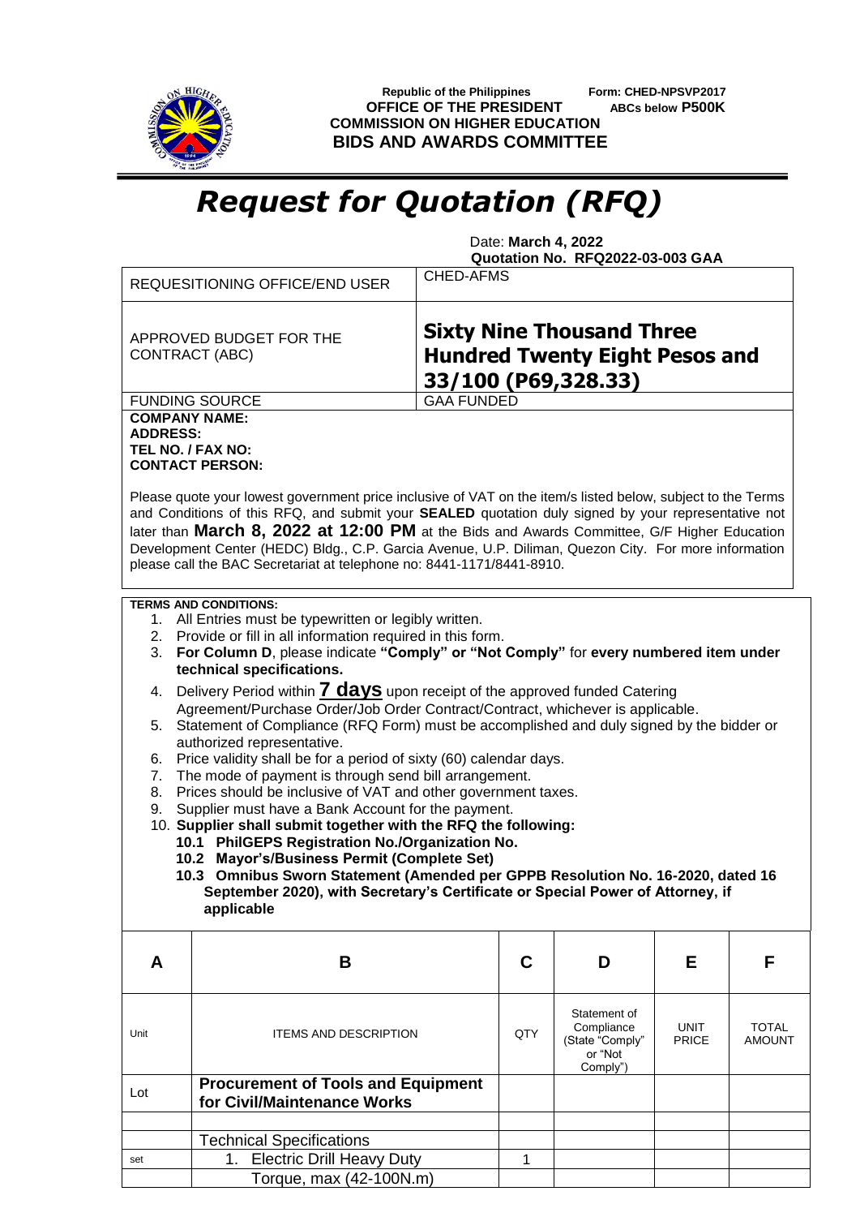Republic of the Philippines
**OFFICE OF THE PRESIDENT**
**COMMISSION ON HIGHER EDUCATION**
**BIDS AND AWARDS COMMITTEE**

**Form: CHED-NPSVP2017**
**ABCs below P500K**

# *Request for Quotation (RFQ)*

Date: **March 4, 2022**
**Quotation No. RFQ2022-03-003 GAA**

| REQUESITIONING OFFICE/END USER | CHED-AFMS |
|---|---|
| APPROVED BUDGET FOR THE CONTRACT (ABC) | **Sixty Nine Thousand Three Hundred Twenty Eight Pesos and 33/100 (P69,328.33)** |
| FUNDING SOURCE | GAA FUNDED |

**COMPANY NAME:**
**ADDRESS:**
**TEL NO. / FAX NO:**
**CONTACT PERSON:**

Please quote your lowest government price inclusive of VAT on the item/s listed below, subject to the Terms and Conditions of this RFQ, and submit your **SEALED** quotation duly signed by your representative not later than **March 8, 2022 at 12:00 PM** at the Bids and Awards Committee, G/F Higher Education Development Center (HEDC) Bldg., C.P. Garcia Avenue, U.P. Diliman, Quezon City. For more information please call the BAC Secretariat at telephone no: 8441-1171/8441-8910.

**TERMS AND CONDITIONS:**

1. All Entries must be typewritten or legibly written.
2. Provide or fill in all information required in this form.
3. **For Column D**, please indicate **"Comply" or "Not Comply"** for **every numbered item under technical specifications.**
4. Delivery Period within **7 days** upon receipt of the approved funded Catering Agreement/Purchase Order/Job Order Contract/Contract, whichever is applicable.
5. Statement of Compliance (RFQ Form) must be accomplished and duly signed by the bidder or authorized representative.
6. Price validity shall be for a period of sixty (60) calendar days.
7. The mode of payment is through send bill arrangement.
8. Prices should be inclusive of VAT and other government taxes.
9. Supplier must have a Bank Account for the payment.
10. **Supplier shall submit together with the RFQ the following:**
    - **10.1 PhilGEPS Registration No./Organization No.**
    - **10.2 Mayor's/Business Permit (Complete Set)**
    - **10.3 Omnibus Sworn Statement (Amended per GPPB Resolution No. 16-2020, dated 16 September 2020), with Secretary's Certificate or Special Power of Attorney, if applicable**

| A | B | C | D | E | F |
|---|---|---|---|---|---|
| Unit | ITEMS AND DESCRIPTION | QTY | Statement of Compliance (State "Comply" or "Not Comply") | UNIT PRICE | TOTAL AMOUNT |
| Lot | **Procurement of Tools and Equipment for Civil/Maintenance Works** | | | | |
| | | | | | |
| | Technical Specifications | | | | |
| set | 1. Electric Drill Heavy Duty | 1 | | | |
| | Torque, max (42-100N.m) | | | | |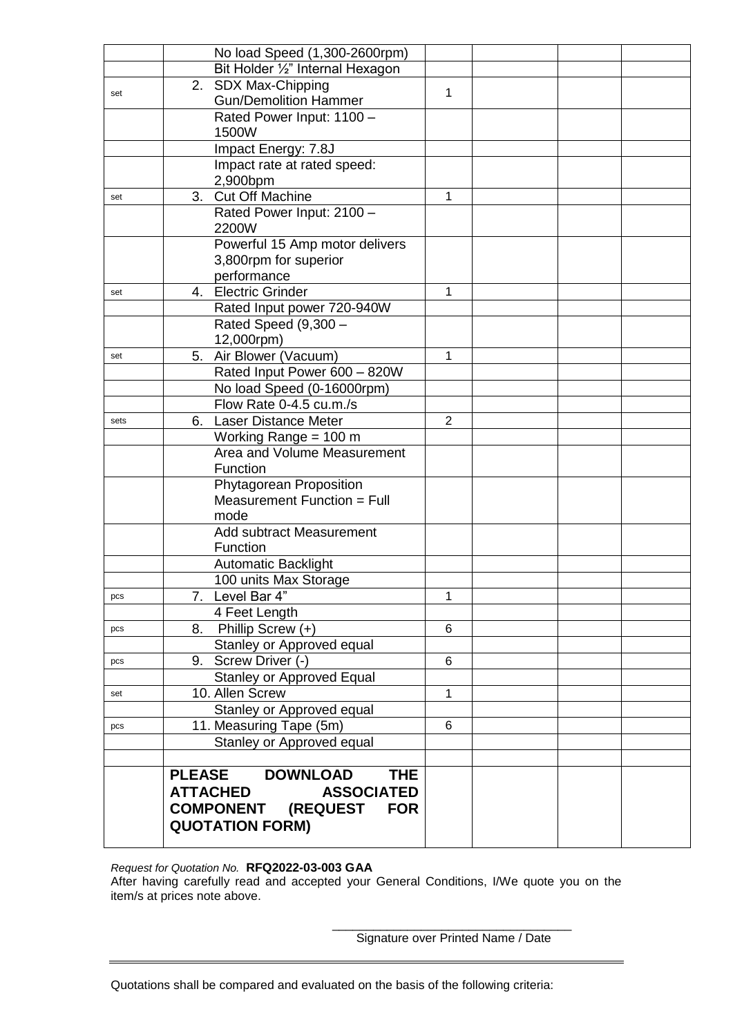| | | | | | |
|---|---|---|---|---|---|
| | No load Speed (1,300-2600rpm) | | | | |
| | Bit Holder ½" Internal Hexagon | | | | |
| set | 2. SDX Max-Chipping Gun/Demolition Hammer | 1 | | | |
| | Rated Power Input: 1100 – 1500W | | | | |
| | Impact Energy: 7.8J | | | | |
| | Impact rate at rated speed: 2,900bpm | | | | |
| set | 3. Cut Off Machine | 1 | | | |
| | Rated Power Input: 2100 – 2200W | | | | |
| | Powerful 15 Amp motor delivers 3,800rpm for superior performance | | | | |
| set | 4. Electric Grinder | 1 | | | |
| | Rated Input power 720-940W | | | | |
| | Rated Speed (9,300 – 12,000rpm) | | | | |
| set | 5. Air Blower (Vacuum) | 1 | | | |
| | Rated Input Power 600 – 820W | | | | |
| | No load Speed (0-16000rpm) | | | | |
| | Flow Rate 0-4.5 cu.m./s | | | | |
| sets | 6. Laser Distance Meter | 2 | | | |
| | Working Range = 100 m | | | | |
| | Area and Volume Measurement Function | | | | |
| | Phytagorean Proposition Measurement Function = Full mode | | | | |
| | Add subtract Measurement Function | | | | |
| | Automatic Backlight | | | | |
| | 100 units Max Storage | | | | |
| pcs | 7. Level Bar 4" | 1 | | | |
| | 4 Feet Length | | | | |
| pcs | 8. Phillip Screw (+) | 6 | | | |
| | Stanley or Approved equal | | | | |
| pcs | 9. Screw Driver (-) | 6 | | | |
| | Stanley or Approved Equal | | | | |
| set | 10. Allen Screw | 1 | | | |
| | Stanley or Approved equal | | | | |
| pcs | 11. Measuring Tape (5m) | 6 | | | |
| | Stanley or Approved equal | | | | |
| | | | | | |
| | **PLEASE DOWNLOAD THE ATTACHED ASSOCIATED COMPONENT (REQUEST FOR QUOTATION FORM)** | | | | |

*Request for Quotation No.* **RFQ2022-03-003 GAA**

After having carefully read and accepted your General Conditions, I/We quote you on the item/s at prices note above.

\_\_\_\_\_\_\_\_\_\_\_\_\_\_\_\_\_\_\_\_\_\_\_\_\_\_\_\_\_\_\_\_\_\_\_\_

Signature over Printed Name / Date

---

Quotations shall be compared and evaluated on the basis of the following criteria: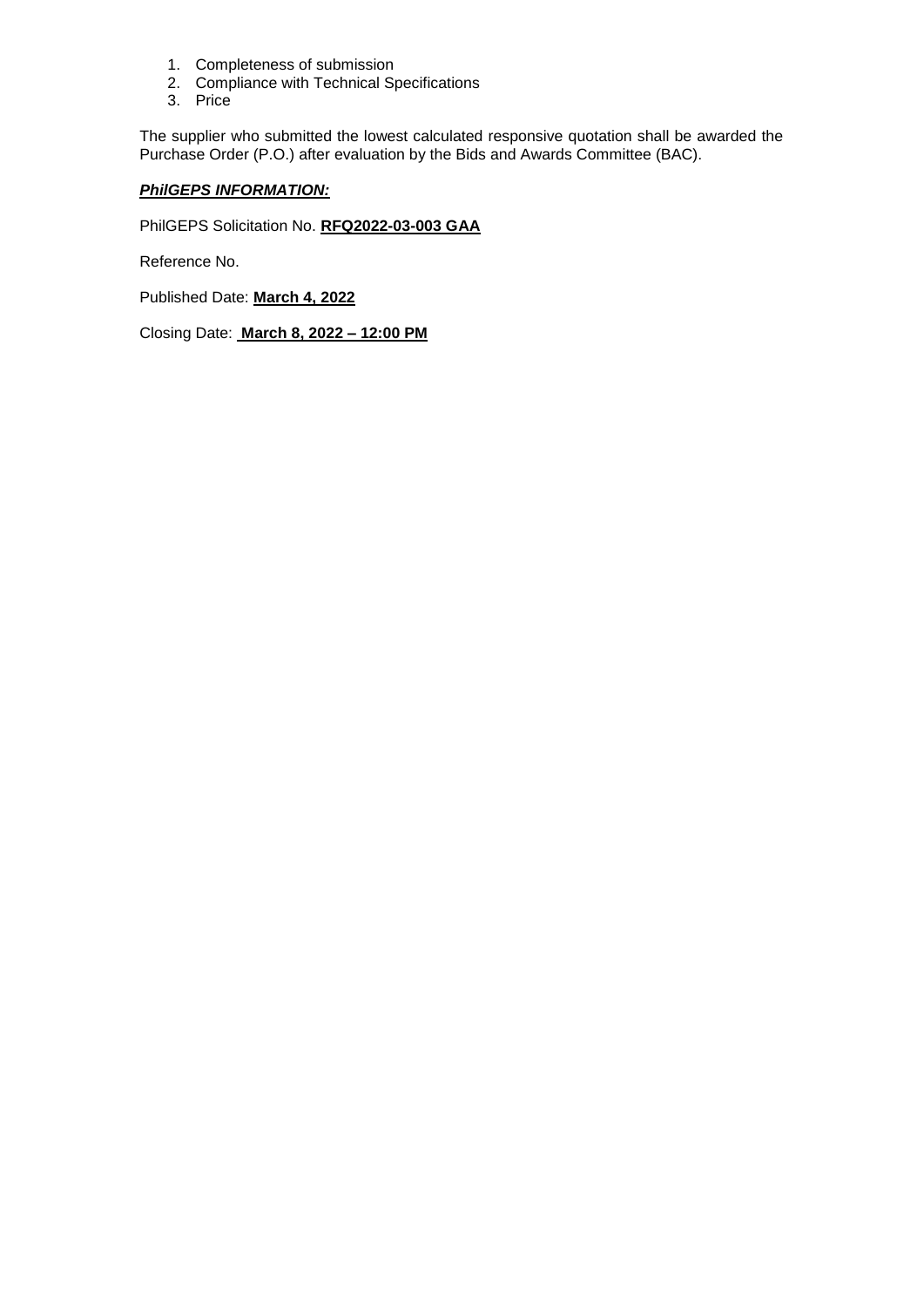1. Completeness of submission
2. Compliance with Technical Specifications
3. Price

The supplier who submitted the lowest calculated responsive quotation shall be awarded the Purchase Order (P.O.) after evaluation by the Bids and Awards Committee (BAC).

***PhilGEPS INFORMATION:***

PhilGEPS Solicitation No. **RFQ2022-03-003 GAA**

Reference No.

Published Date: **March 4, 2022**

Closing Date: **March 8, 2022 – 12:00 PM**